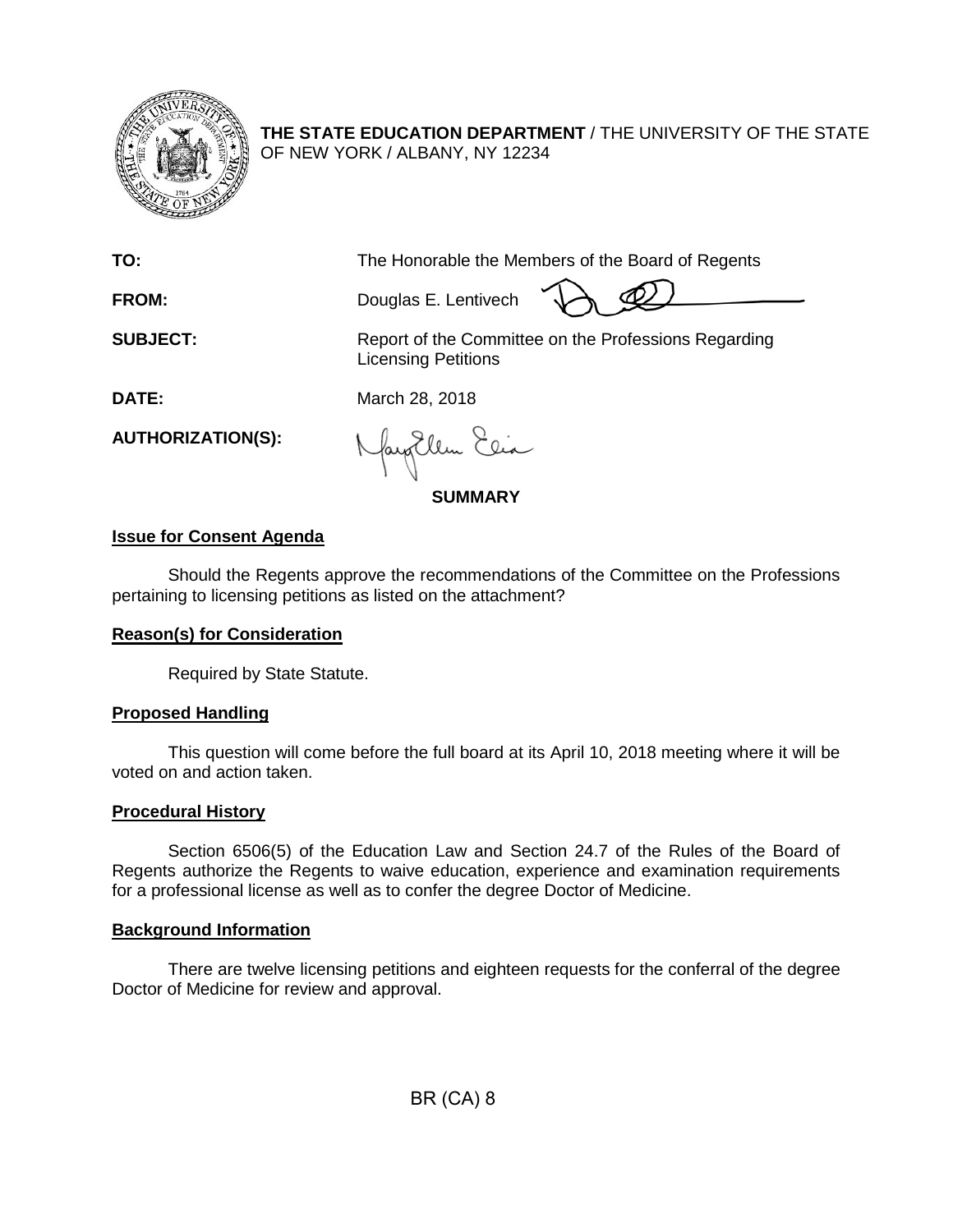**THE STATE EDUCATION DEPARTMENT** / THE UNIVERSITY OF THE STATE OF NEW YORK / ALBANY, NY 12234

**TO:** The Honorable the Members of the Board of Regents

**FROM:** Douglas E. Lentivech

**SUBJECT:** Report of the Committee on the Professions Regarding Licensing Petitions

**DATE:** March 28, 2018

**AUTHORIZATION(S):**

## SUMMARY

### Issue for Consent Agenda

Should the Regents approve the recommendations of the Committee on the Professions pertaining to licensing petitions as listed on the attachment?

### Reason(s) for Consideration

Required by State Statute.

### Proposed Handling

This question will come before the full board at its April 10, 2018 meeting where it will be voted on and action taken.

### Procedural History

Section 6506(5) of the Education Law and Section 24.7 of the Rules of the Board of Regents authorize the Regents to waive education, experience and examination requirements for a professional license as well as to confer the degree Doctor of Medicine.

### Background Information

There are twelve licensing petitions and eighteen requests for the conferral of the degree Doctor of Medicine for review and approval.

BR (CA) 8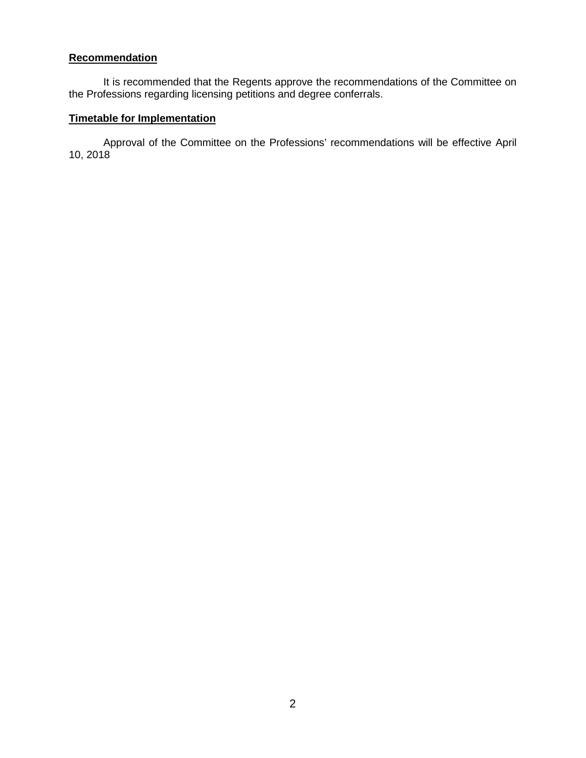**Recommendation**

It is recommended that the Regents approve the recommendations of the Committee on the Professions regarding licensing petitions and degree conferrals.

**Timetable for Implementation**

Approval of the Committee on the Professions' recommendations will be effective April 10, 2018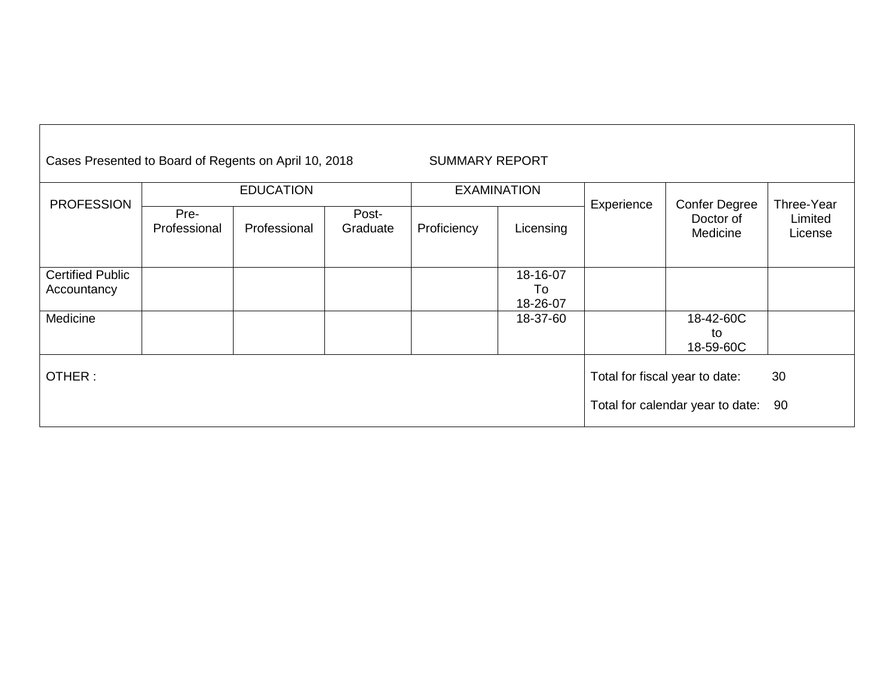Cases Presented to Board of Regents on April 10, 2018 SUMMARY REPORT

| PROFESSION | EDUCATION | | | EXAMINATION | | Experience | Confer Degree Doctor of Medicine | Three-Year Limited License |
|---|---|---|---|---|---|---|---|---|
| | Pre-Professional | Professional | Post-Graduate | Proficiency | Licensing | | | |
| Certified Public Accountancy | | | | | 18-16-07 To 18-26-07 | | | |
| Medicine | | | | | 18-37-60 | | 18-42-60C to 18-59-60C | |

OTHER :

Total for fiscal year to date: 30

Total for calendar year to date: 90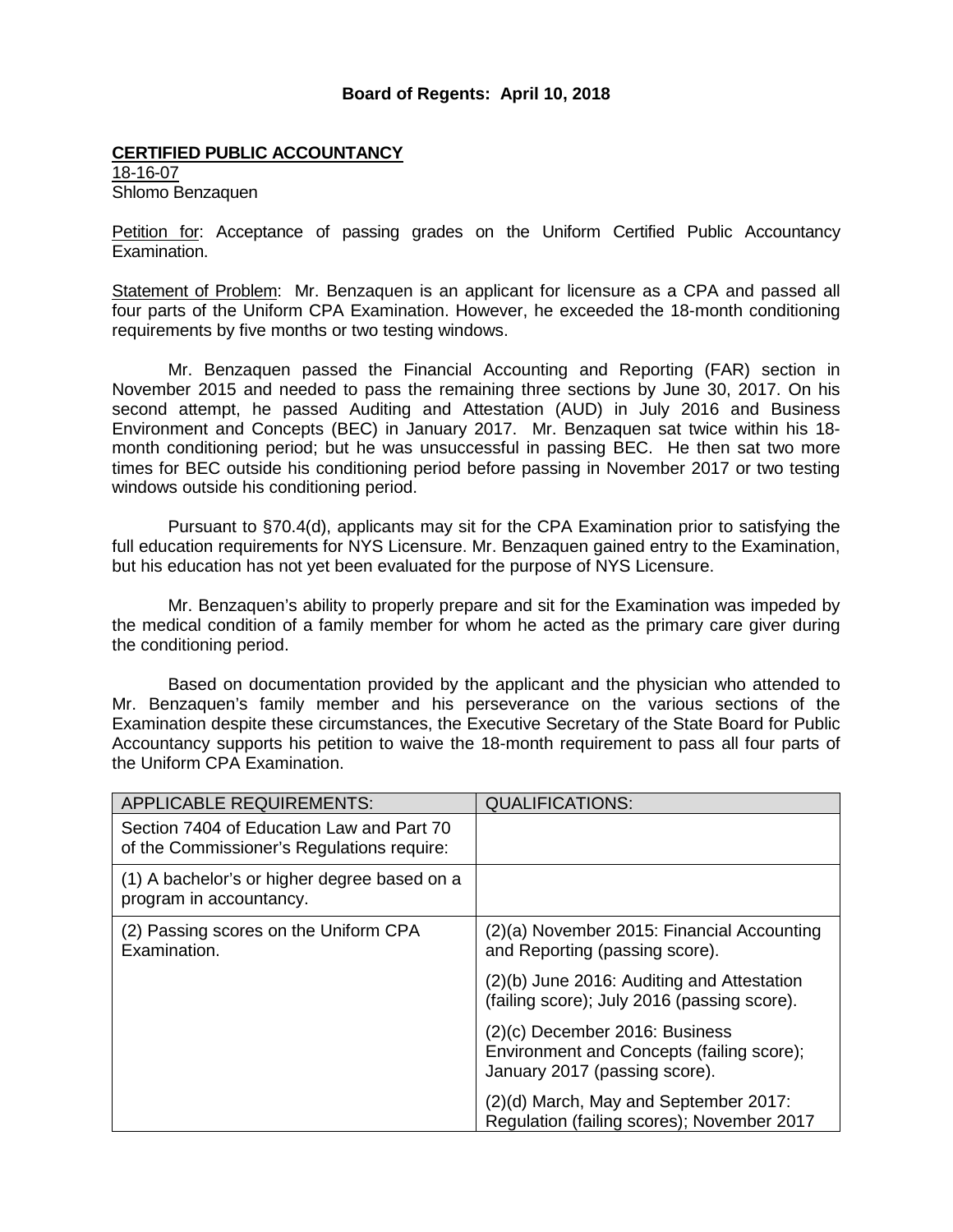**Board of Regents: April 10, 2018**

**CERTIFIED PUBLIC ACCOUNTANCY**

18-16-07
Shlomo Benzaquen

Petition for: Acceptance of passing grades on the Uniform Certified Public Accountancy Examination.

Statement of Problem: Mr. Benzaquen is an applicant for licensure as a CPA and passed all four parts of the Uniform CPA Examination. However, he exceeded the 18-month conditioning requirements by five months or two testing windows.

Mr. Benzaquen passed the Financial Accounting and Reporting (FAR) section in November 2015 and needed to pass the remaining three sections by June 30, 2017. On his second attempt, he passed Auditing and Attestation (AUD) in July 2016 and Business Environment and Concepts (BEC) in January 2017. Mr. Benzaquen sat twice within his 18-month conditioning period; but he was unsuccessful in passing BEC. He then sat two more times for BEC outside his conditioning period before passing in November 2017 or two testing windows outside his conditioning period.

Pursuant to §70.4(d), applicants may sit for the CPA Examination prior to satisfying the full education requirements for NYS Licensure. Mr. Benzaquen gained entry to the Examination, but his education has not yet been evaluated for the purpose of NYS Licensure.

Mr. Benzaquen's ability to properly prepare and sit for the Examination was impeded by the medical condition of a family member for whom he acted as the primary care giver during the conditioning period.

Based on documentation provided by the applicant and the physician who attended to Mr. Benzaquen's family member and his perseverance on the various sections of the Examination despite these circumstances, the Executive Secretary of the State Board for Public Accountancy supports his petition to waive the 18-month requirement to pass all four parts of the Uniform CPA Examination.

| APPLICABLE REQUIREMENTS: | QUALIFICATIONS: |
| --- | --- |
| Section 7404 of Education Law and Part 70 of the Commissioner's Regulations require: | |
| (1) A bachelor's or higher degree based on a program in accountancy. | |
| (2) Passing scores on the Uniform CPA Examination. | (2)(a) November 2015: Financial Accounting and Reporting (passing score). |
| | (2)(b) June 2016: Auditing and Attestation (failing score); July 2016 (passing score). |
| | (2)(c) December 2016: Business Environment and Concepts (failing score); January 2017 (passing score). |
| | (2)(d) March, May and September 2017: Regulation (failing scores); November 2017 |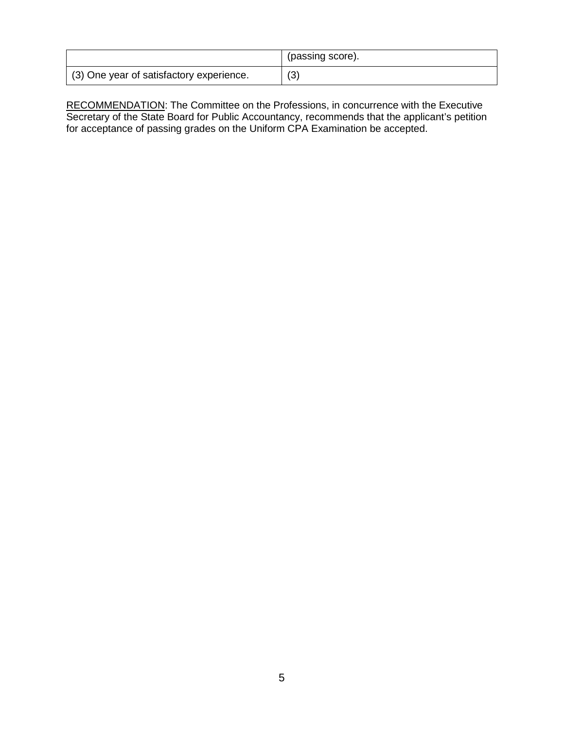| | |
|---|---|
| | (passing score). |
| (3) One year of satisfactory experience. | (3) |

<u>RECOMMENDATION</u>: The Committee on the Professions, in concurrence with the Executive Secretary of the State Board for Public Accountancy, recommends that the applicant's petition for acceptance of passing grades on the Uniform CPA Examination be accepted.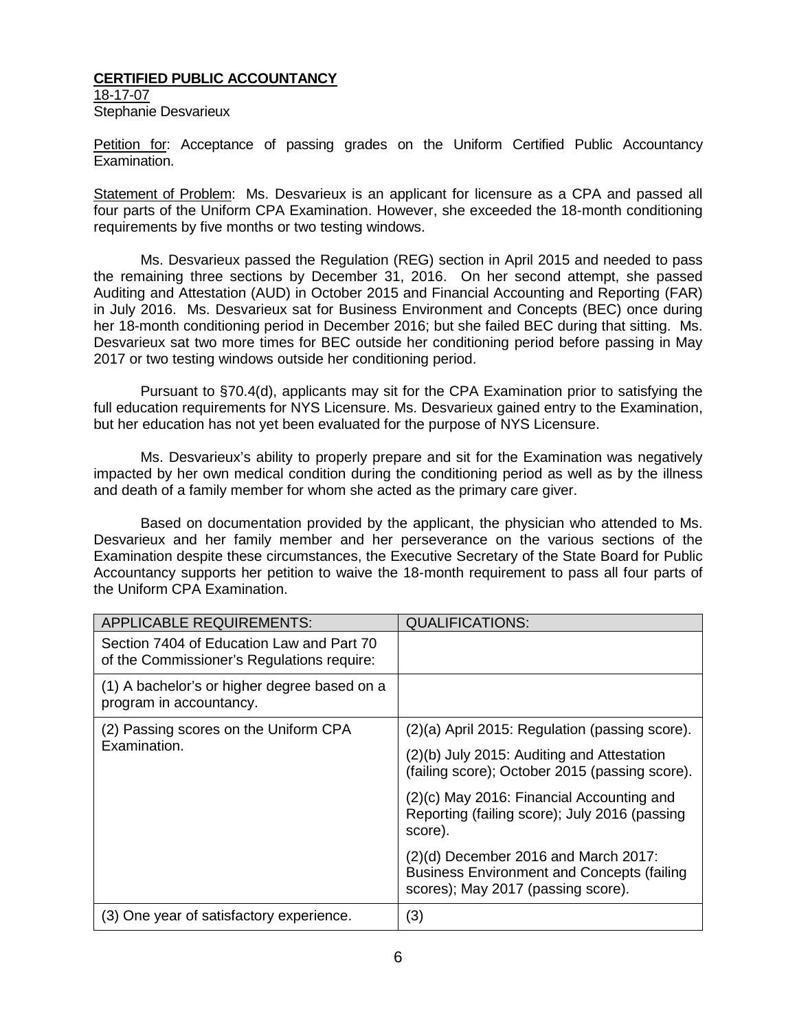**CERTIFIED PUBLIC ACCOUNTANCY**

18-17-07

Stephanie Desvarieux

Petition for: Acceptance of passing grades on the Uniform Certified Public Accountancy Examination.

Statement of Problem: Ms. Desvarieux is an applicant for licensure as a CPA and passed all four parts of the Uniform CPA Examination. However, she exceeded the 18-month conditioning requirements by five months or two testing windows.

Ms. Desvarieux passed the Regulation (REG) section in April 2015 and needed to pass the remaining three sections by December 31, 2016. On her second attempt, she passed Auditing and Attestation (AUD) in October 2015 and Financial Accounting and Reporting (FAR) in July 2016. Ms. Desvarieux sat for Business Environment and Concepts (BEC) once during her 18-month conditioning period in December 2016; but she failed BEC during that sitting. Ms. Desvarieux sat two more times for BEC outside her conditioning period before passing in May 2017 or two testing windows outside her conditioning period.

Pursuant to §70.4(d), applicants may sit for the CPA Examination prior to satisfying the full education requirements for NYS Licensure. Ms. Desvarieux gained entry to the Examination, but her education has not yet been evaluated for the purpose of NYS Licensure.

Ms. Desvarieux's ability to properly prepare and sit for the Examination was negatively impacted by her own medical condition during the conditioning period as well as by the illness and death of a family member for whom she acted as the primary care giver.

Based on documentation provided by the applicant, the physician who attended to Ms. Desvarieux and her family member and her perseverance on the various sections of the Examination despite these circumstances, the Executive Secretary of the State Board for Public Accountancy supports her petition to waive the 18-month requirement to pass all four parts of the Uniform CPA Examination.

| APPLICABLE REQUIREMENTS: | QUALIFICATIONS: |
|---|---|
| Section 7404 of Education Law and Part 70 of the Commissioner's Regulations require: | |
| (1) A bachelor's or higher degree based on a program in accountancy. | |
| (2) Passing scores on the Uniform CPA Examination. | (2)(a) April 2015: Regulation (passing score).<br>(2)(b) July 2015: Auditing and Attestation (failing score); October 2015 (passing score).<br>(2)(c) May 2016: Financial Accounting and Reporting (failing score); July 2016 (passing score).<br>(2)(d) December 2016 and March 2017: Business Environment and Concepts (failing scores); May 2017 (passing score). |
| (3) One year of satisfactory experience. | (3) |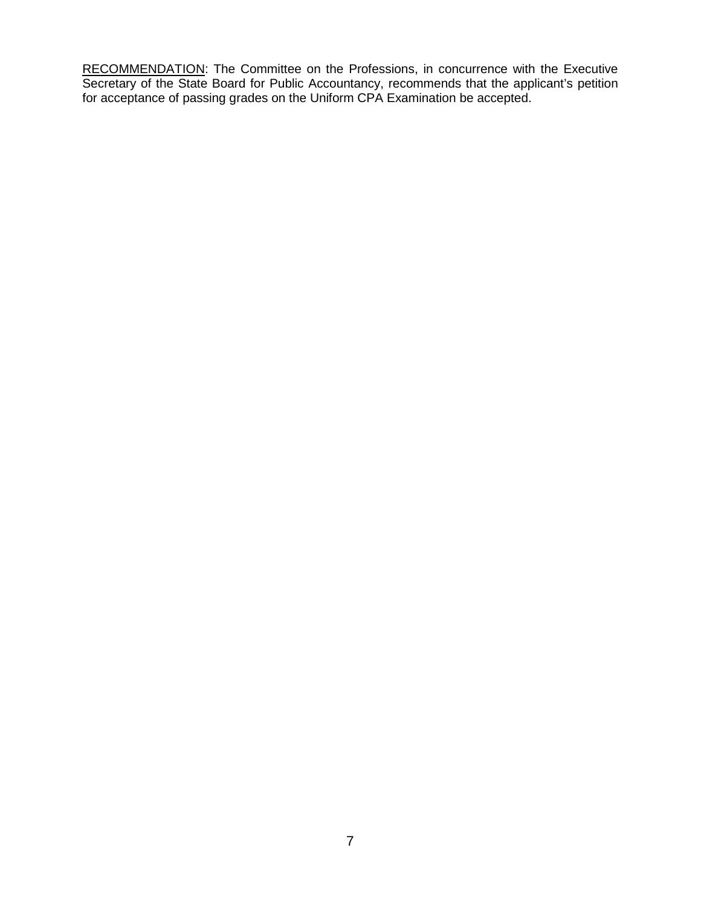<u>RECOMMENDATION</u>: The Committee on the Professions, in concurrence with the Executive Secretary of the State Board for Public Accountancy, recommends that the applicant's petition for acceptance of passing grades on the Uniform CPA Examination be accepted.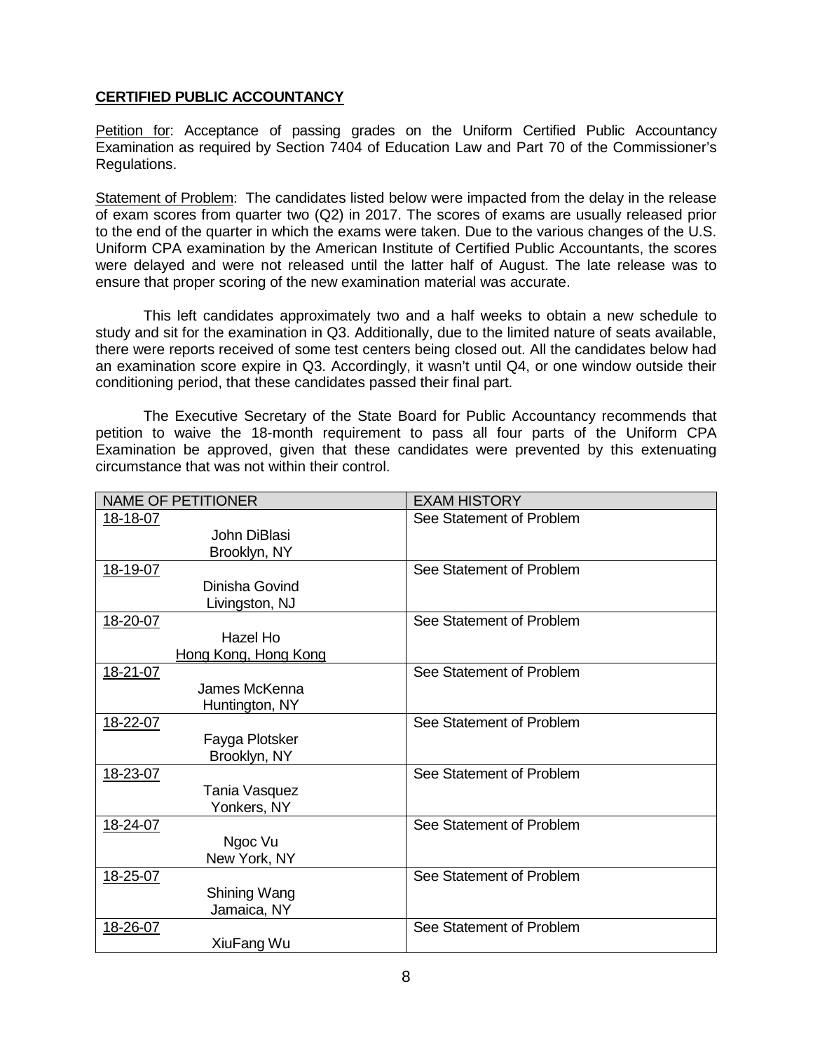**CERTIFIED PUBLIC ACCOUNTANCY**

Petition for: Acceptance of passing grades on the Uniform Certified Public Accountancy Examination as required by Section 7404 of Education Law and Part 70 of the Commissioner's Regulations.

Statement of Problem: The candidates listed below were impacted from the delay in the release of exam scores from quarter two (Q2) in 2017. The scores of exams are usually released prior to the end of the quarter in which the exams were taken. Due to the various changes of the U.S. Uniform CPA examination by the American Institute of Certified Public Accountants, the scores were delayed and were not released until the latter half of August. The late release was to ensure that proper scoring of the new examination material was accurate.

This left candidates approximately two and a half weeks to obtain a new schedule to study and sit for the examination in Q3. Additionally, due to the limited nature of seats available, there were reports received of some test centers being closed out. All the candidates below had an examination score expire in Q3. Accordingly, it wasn't until Q4, or one window outside their conditioning period, that these candidates passed their final part.

The Executive Secretary of the State Board for Public Accountancy recommends that petition to waive the 18-month requirement to pass all four parts of the Uniform CPA Examination be approved, given that these candidates were prevented by this extenuating circumstance that was not within their control.

| NAME OF PETITIONER | EXAM HISTORY |
|---|---|
| 18-18-07<br>John DiBlasi<br>Brooklyn, NY | See Statement of Problem |
| 18-19-07<br>Dinisha Govind<br>Livingston, NJ | See Statement of Problem |
| 18-20-07<br>Hazel Ho<br>Hong Kong, Hong Kong | See Statement of Problem |
| 18-21-07<br>James McKenna<br>Huntington, NY | See Statement of Problem |
| 18-22-07<br>Fayga Plotsker<br>Brooklyn, NY | See Statement of Problem |
| 18-23-07<br>Tania Vasquez<br>Yonkers, NY | See Statement of Problem |
| 18-24-07<br>Ngoc Vu<br>New York, NY | See Statement of Problem |
| 18-25-07<br>Shining Wang<br>Jamaica, NY | See Statement of Problem |
| 18-26-07<br>XiuFang Wu | See Statement of Problem |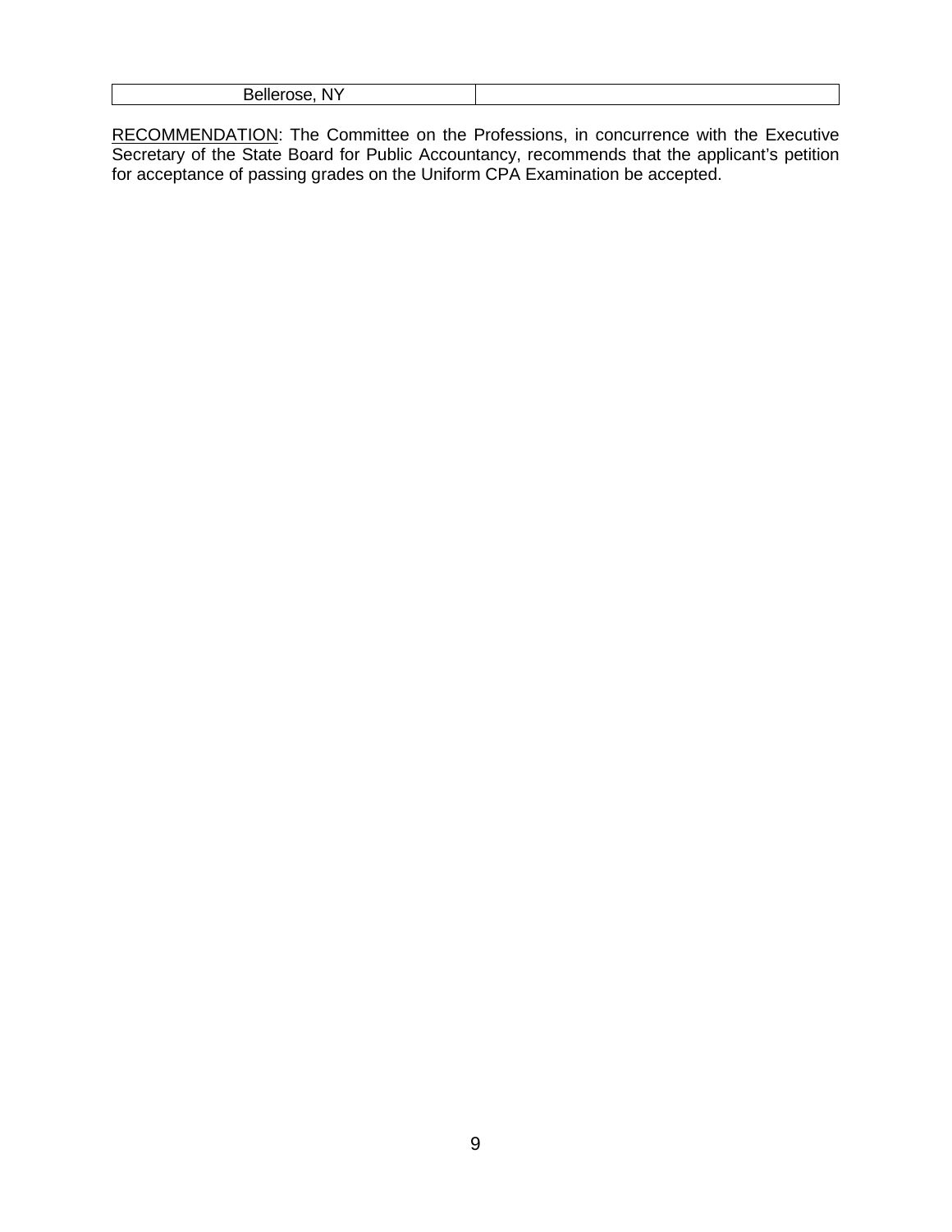| Bellerose, NY | |
| --- | --- |

RECOMMENDATION: The Committee on the Professions, in concurrence with the Executive Secretary of the State Board for Public Accountancy, recommends that the applicant's petition for acceptance of passing grades on the Uniform CPA Examination be accepted.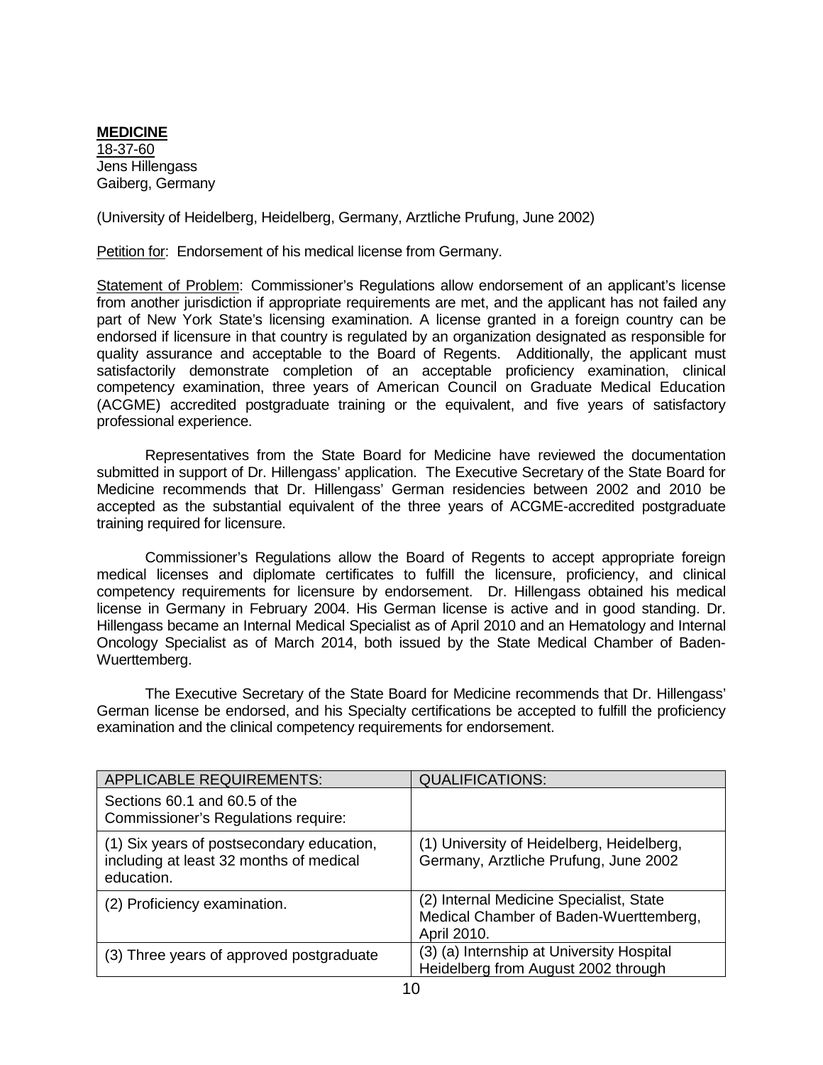**MEDICINE**

18-37-60
Jens Hillengass
Gaiberg, Germany

(University of Heidelberg, Heidelberg, Germany, Arztliche Prufung, June 2002)

Petition for: Endorsement of his medical license from Germany.

Statement of Problem: Commissioner's Regulations allow endorsement of an applicant's license from another jurisdiction if appropriate requirements are met, and the applicant has not failed any part of New York State's licensing examination. A license granted in a foreign country can be endorsed if licensure in that country is regulated by an organization designated as responsible for quality assurance and acceptable to the Board of Regents. Additionally, the applicant must satisfactorily demonstrate completion of an acceptable proficiency examination, clinical competency examination, three years of American Council on Graduate Medical Education (ACGME) accredited postgraduate training or the equivalent, and five years of satisfactory professional experience.

Representatives from the State Board for Medicine have reviewed the documentation submitted in support of Dr. Hillengass' application. The Executive Secretary of the State Board for Medicine recommends that Dr. Hillengass' German residencies between 2002 and 2010 be accepted as the substantial equivalent of the three years of ACGME-accredited postgraduate training required for licensure.

Commissioner's Regulations allow the Board of Regents to accept appropriate foreign medical licenses and diplomate certificates to fulfill the licensure, proficiency, and clinical competency requirements for licensure by endorsement. Dr. Hillengass obtained his medical license in Germany in February 2004. His German license is active and in good standing. Dr. Hillengass became an Internal Medical Specialist as of April 2010 and an Hematology and Internal Oncology Specialist as of March 2014, both issued by the State Medical Chamber of Baden-Wuerttemberg.

The Executive Secretary of the State Board for Medicine recommends that Dr. Hillengass' German license be endorsed, and his Specialty certifications be accepted to fulfill the proficiency examination and the clinical competency requirements for endorsement.

| APPLICABLE REQUIREMENTS: | QUALIFICATIONS: |
|---|---|
| Sections 60.1 and 60.5 of the Commissioner's Regulations require: | |
| (1) Six years of postsecondary education, including at least 32 months of medical education. | (1) University of Heidelberg, Heidelberg, Germany, Arztliche Prufung, June 2002 |
| (2) Proficiency examination. | (2) Internal Medicine Specialist, State Medical Chamber of Baden-Wuerttemberg, April 2010. |
| (3) Three years of approved postgraduate | (3) (a) Internship at University Hospital Heidelberg from August 2002 through |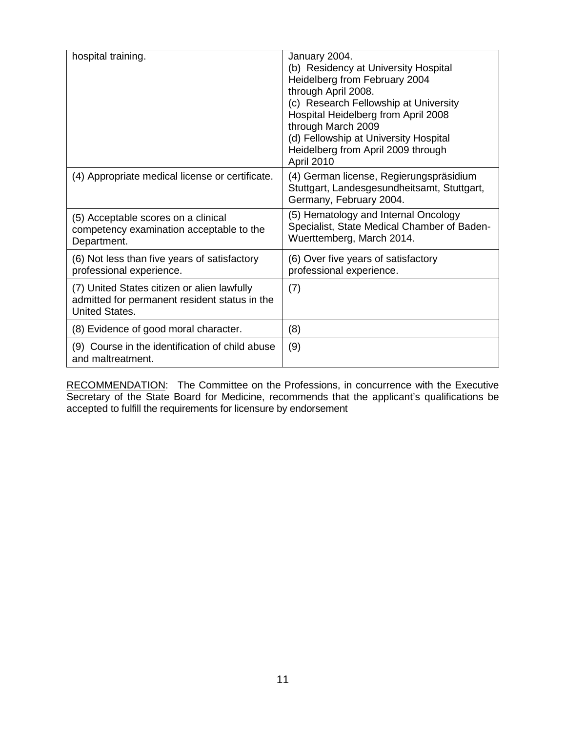| | |
|---|---|
| hospital training. | January 2004.<br>(b) Residency at University Hospital Heidelberg from February 2004 through April 2008.<br>(c) Research Fellowship at University Hospital Heidelberg from April 2008 through March 2009<br>(d) Fellowship at University Hospital Heidelberg from April 2009 through April 2010 |
| (4) Appropriate medical license or certificate. | (4) German license, Regierungspräsidium Stuttgart, Landesgesundheitsamt, Stuttgart, Germany, February 2004. |
| (5) Acceptable scores on a clinical competency examination acceptable to the Department. | (5) Hematology and Internal Oncology Specialist, State Medical Chamber of Baden-Wuerttemberg, March 2014. |
| (6) Not less than five years of satisfactory professional experience. | (6) Over five years of satisfactory professional experience. |
| (7) United States citizen or alien lawfully admitted for permanent resident status in the United States. | (7) |
| (8) Evidence of good moral character. | (8) |
| (9) Course in the identification of child abuse and maltreatment. | (9) |

RECOMMENDATION: The Committee on the Professions, in concurrence with the Executive Secretary of the State Board for Medicine, recommends that the applicant's qualifications be accepted to fulfill the requirements for licensure by endorsement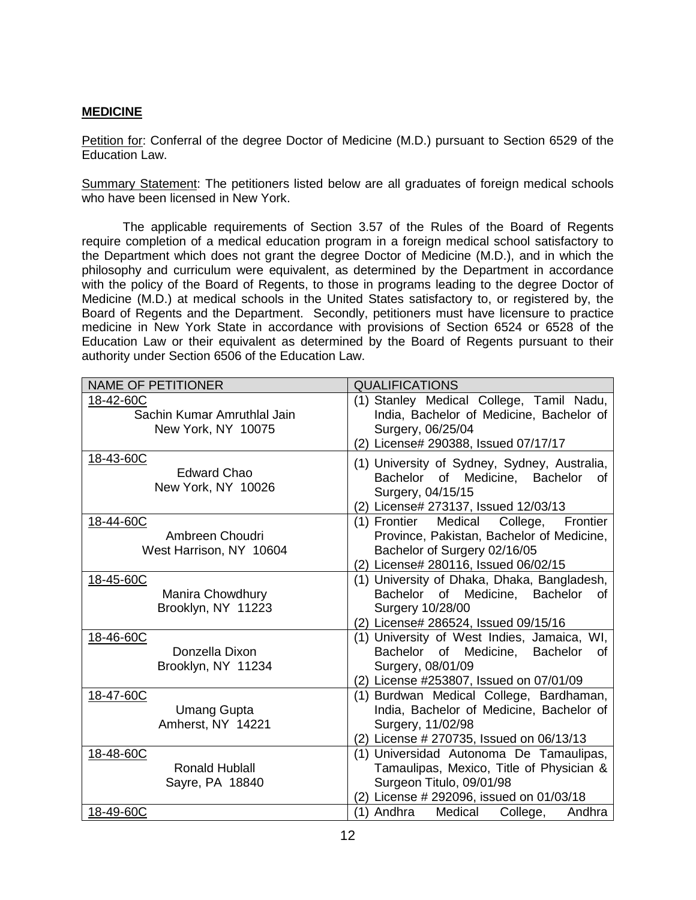**MEDICINE**

Petition for: Conferral of the degree Doctor of Medicine (M.D.) pursuant to Section 6529 of the Education Law.

Summary Statement: The petitioners listed below are all graduates of foreign medical schools who have been licensed in New York.

The applicable requirements of Section 3.57 of the Rules of the Board of Regents require completion of a medical education program in a foreign medical school satisfactory to the Department which does not grant the degree Doctor of Medicine (M.D.), and in which the philosophy and curriculum were equivalent, as determined by the Department in accordance with the policy of the Board of Regents, to those in programs leading to the degree Doctor of Medicine (M.D.) at medical schools in the United States satisfactory to, or registered by, the Board of Regents and the Department. Secondly, petitioners must have licensure to practice medicine in New York State in accordance with provisions of Section 6524 or 6528 of the Education Law or their equivalent as determined by the Board of Regents pursuant to their authority under Section 6506 of the Education Law.

| NAME OF PETITIONER | QUALIFICATIONS |
|---|---|
| 18-42-60C<br>Sachin Kumar Amruthlal Jain<br>New York, NY 10075 | (1) Stanley Medical College, Tamil Nadu, India, Bachelor of Medicine, Bachelor of Surgery, 06/25/04<br>(2) License# 290388, Issued 07/17/17 |
| 18-43-60C<br>Edward Chao<br>New York, NY 10026 | (1) University of Sydney, Sydney, Australia, Bachelor of Medicine, Bachelor of Surgery, 04/15/15<br>(2) License# 273137, Issued 12/03/13 |
| 18-44-60C<br>Ambreen Choudri<br>West Harrison, NY 10604 | (1) Frontier Medical College, Frontier Province, Pakistan, Bachelor of Medicine, Bachelor of Surgery 02/16/05<br>(2) License# 280116, Issued 06/02/15 |
| 18-45-60C<br>Manira Chowdhury<br>Brooklyn, NY 11223 | (1) University of Dhaka, Dhaka, Bangladesh, Bachelor of Medicine, Bachelor of Surgery 10/28/00<br>(2) License# 286524, Issued 09/15/16 |
| 18-46-60C<br>Donzella Dixon<br>Brooklyn, NY 11234 | (1) University of West Indies, Jamaica, WI, Bachelor of Medicine, Bachelor of Surgery, 08/01/09<br>(2) License #253807, Issued on 07/01/09 |
| 18-47-60C<br>Umang Gupta<br>Amherst, NY 14221 | (1) Burdwan Medical College, Bardhaman, India, Bachelor of Medicine, Bachelor of Surgery, 11/02/98<br>(2) License # 270735, Issued on 06/13/13 |
| 18-48-60C<br>Ronald Hublall<br>Sayre, PA 18840 | (1) Universidad Autonoma De Tamaulipas, Tamaulipas, Mexico, Title of Physician & Surgeon Titulo, 09/01/98<br>(2) License # 292096, issued on 01/03/18 |
| 18-49-60C | (1) Andhra Medical College, Andhra |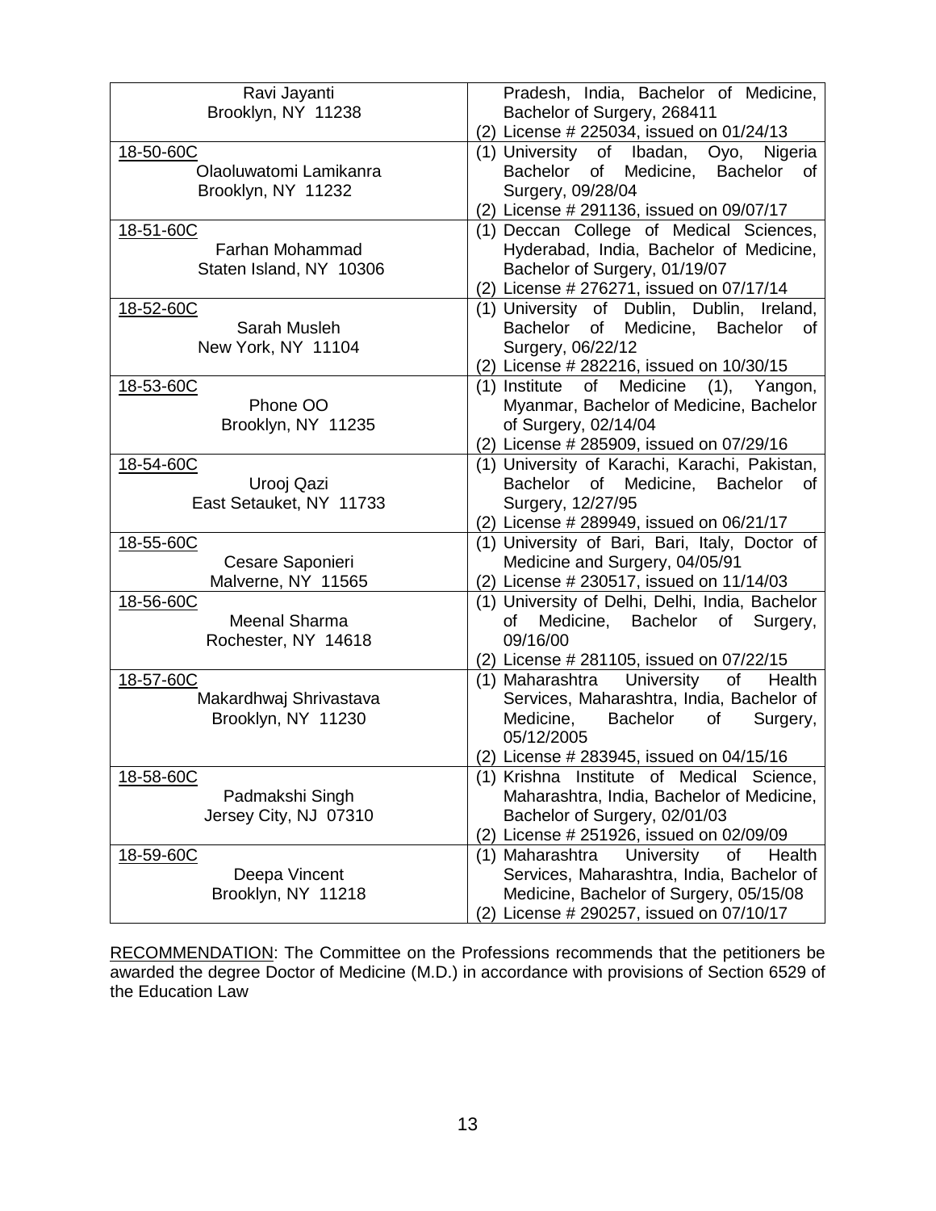| | |
|---|---|
| Ravi Jayanti<br>Brooklyn, NY 11238 | Pradesh, India, Bachelor of Medicine, Bachelor of Surgery, 268411<br>(2) License # 225034, issued on 01/24/13 |
| 18-50-60C<br>Olaoluwatomi Lamikanra<br>Brooklyn, NY 11232 | (1) University of Ibadan, Oyo, Nigeria Bachelor of Medicine, Bachelor of Surgery, 09/28/04<br>(2) License # 291136, issued on 09/07/17 |
| 18-51-60C<br>Farhan Mohammad<br>Staten Island, NY 10306 | (1) Deccan College of Medical Sciences, Hyderabad, India, Bachelor of Medicine, Bachelor of Surgery, 01/19/07<br>(2) License # 276271, issued on 07/17/14 |
| 18-52-60C<br>Sarah Musleh<br>New York, NY 11104 | (1) University of Dublin, Dublin, Ireland, Bachelor of Medicine, Bachelor of Surgery, 06/22/12<br>(2) License # 282216, issued on 10/30/15 |
| 18-53-60C<br>Phone OO<br>Brooklyn, NY 11235 | (1) Institute of Medicine (1), Yangon, Myanmar, Bachelor of Medicine, Bachelor of Surgery, 02/14/04<br>(2) License # 285909, issued on 07/29/16 |
| 18-54-60C<br>Urooj Qazi<br>East Setauket, NY 11733 | (1) University of Karachi, Karachi, Pakistan, Bachelor of Medicine, Bachelor of Surgery, 12/27/95<br>(2) License # 289949, issued on 06/21/17 |
| 18-55-60C<br>Cesare Saponieri<br>Malverne, NY 11565 | (1) University of Bari, Bari, Italy, Doctor of Medicine and Surgery, 04/05/91<br>(2) License # 230517, issued on 11/14/03 |
| 18-56-60C<br>Meenal Sharma<br>Rochester, NY 14618 | (1) University of Delhi, Delhi, India, Bachelor of Medicine, Bachelor of Surgery, 09/16/00<br>(2) License # 281105, issued on 07/22/15 |
| 18-57-60C<br>Makardhwaj Shrivastava<br>Brooklyn, NY 11230 | (1) Maharashtra University of Health Services, Maharashtra, India, Bachelor of Medicine, Bachelor of Surgery, 05/12/2005<br>(2) License # 283945, issued on 04/15/16 |
| 18-58-60C<br>Padmakshi Singh<br>Jersey City, NJ 07310 | (1) Krishna Institute of Medical Science, Maharashtra, India, Bachelor of Medicine, Bachelor of Surgery, 02/01/03<br>(2) License # 251926, issued on 02/09/09 |
| 18-59-60C<br>Deepa Vincent<br>Brooklyn, NY 11218 | (1) Maharashtra University of Health Services, Maharashtra, India, Bachelor of Medicine, Bachelor of Surgery, 05/15/08<br>(2) License # 290257, issued on 07/10/17 |

RECOMMENDATION: The Committee on the Professions recommends that the petitioners be awarded the degree Doctor of Medicine (M.D.) in accordance with provisions of Section 6529 of the Education Law